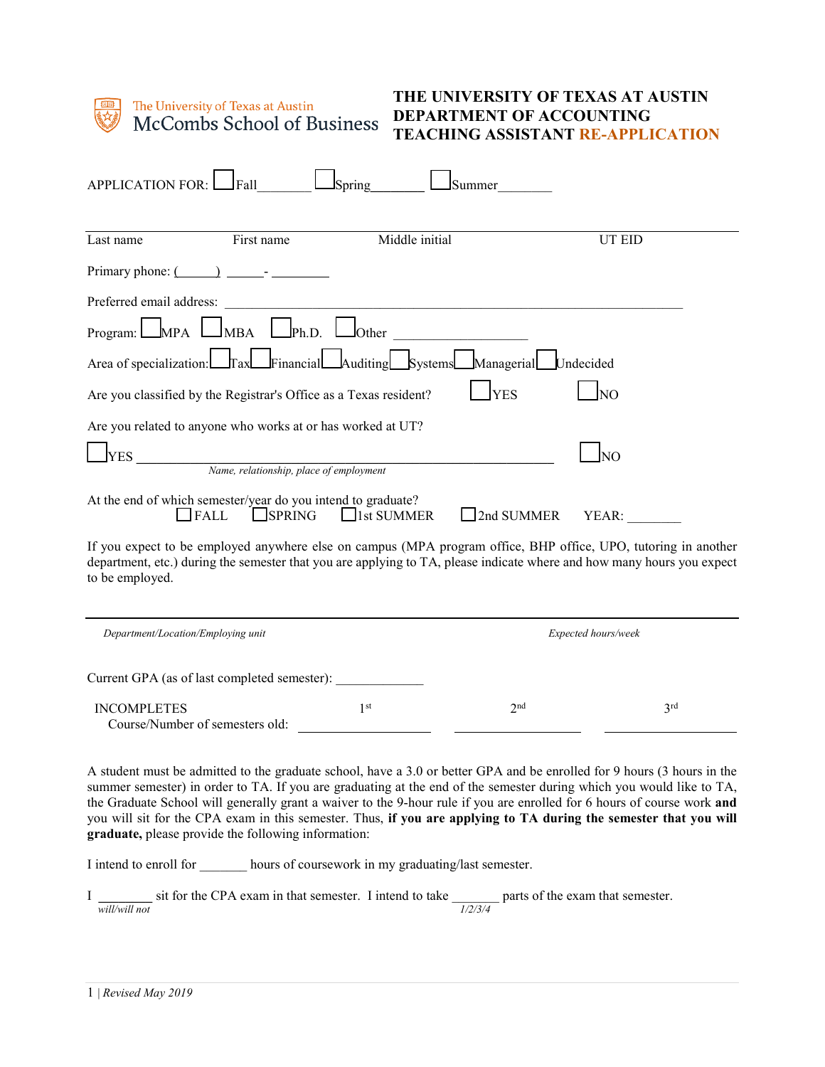The University of Texas at Austin
McCombs School of Business

# THE UNIVERSITY OF TEXAS AT AUSTIN
# DEPARTMENT OF ACCOUNTING
# TEACHING ASSISTANT RE-APPLICATION

APPLICATION FOR: ☐ Fall________ ☐ Spring________ ☐ Summer________

| Last name | First name | Middle initial | UT EID |
|---|---|---|---|

Primary phone: (______) ______- _________

Preferred email address: ____________________________________________________________

Program: ☐ MPA ☐ MBA ☐ Ph.D. ☐ Other ____________________

Area of specialization: ☐ Tax ☐ Financial ☐ Auditing ☐ Systems ☐ Managerial ☐ Undecided

Are you classified by the Registrar's Office as a Texas resident? ☐ YES ☐ NO

Are you related to anyone who works at or has worked at UT?

☐ YES ____________________________________________________________ ☐ NO
*Name, relationship, place of employment*

At the end of which semester/year do you intend to graduate?
☐ FALL ☐ SPRING ☐ 1st SUMMER ☐ 2nd SUMMER YEAR: ________

If you expect to be employed anywhere else on campus (MPA program office, BHP office, UPO, tutoring in another department, etc.) during the semester that you are applying to TA, please indicate where and how many hours you expect to be employed.

| *Department/Location/Employing unit* | *Expected hours/week* |
|---|---|

Current GPA (as of last completed semester): _____________

| INCOMPLETES<br>Course/Number of semesters old: | 1st | 2nd | 3rd |
|---|---|---|---|
| | ____________________ | ____________________ | ____________________ |

A student must be admitted to the graduate school, have a 3.0 or better GPA and be enrolled for 9 hours (3 hours in the summer semester) in order to TA. If you are graduating at the end of the semester during which you would like to TA, the Graduate School will generally grant a waiver to the 9-hour rule if you are enrolled for 6 hours of course work **and** you will sit for the CPA exam in this semester. Thus, **if you are applying to TA during the semester that you will graduate,** please provide the following information:

I intend to enroll for _______ hours of coursework in my graduating/last semester.

I ________ sit for the CPA exam in that semester. I intend to take _______ parts of the exam that semester.
*will/will not* *1/2/3/4*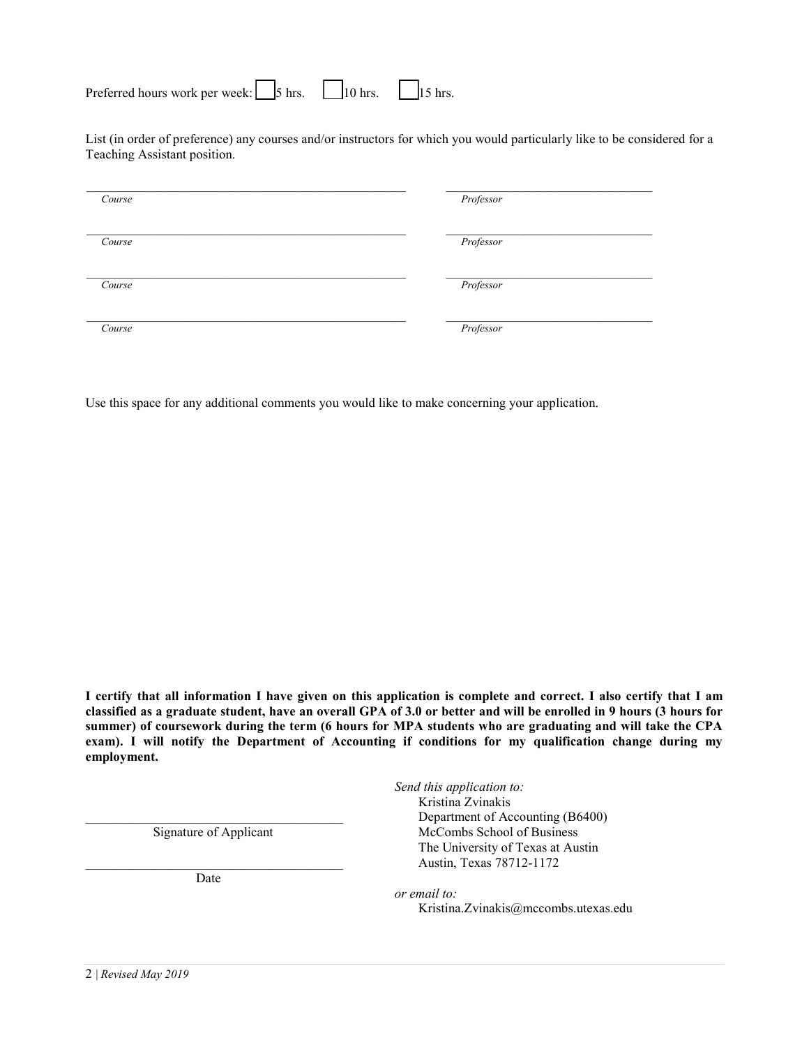Preferred hours work per week: ☐ 5 hrs. ☐ 10 hrs. ☐ 15 hrs.

List (in order of preference) any courses and/or instructors for which you would particularly like to be considered for a Teaching Assistant position.

| | |
|---|---|
| _Course_ | _Professor_ |
| _Course_ | _Professor_ |
| _Course_ | _Professor_ |
| _Course_ | _Professor_ |

Use this space for any additional comments you would like to make concerning your application.

**I certify that all information I have given on this application is complete and correct. I also certify that I am classified as a graduate student, have an overall GPA of 3.0 or better and will be enrolled in 9 hours (3 hours for summer) of coursework during the term (6 hours for MPA students who are graduating and will take the CPA exam). I will notify the Department of Accounting if conditions for my qualification change during my employment.**

\_\_\_\_\_\_\_\_\_\_\_\_\_\_\_\_\_\_\_\_\_\_\_\_\_\_\_\_\_\_\_\_\_\_\_\_\_\_
Signature of Applicant

\_\_\_\_\_\_\_\_\_\_\_\_\_\_\_\_\_\_\_\_\_\_\_\_\_\_\_\_\_\_\_\_\_\_\_\_\_\_
Date

_Send this application to:_
Kristina Zvinakis
Department of Accounting (B6400)
McCombs School of Business
The University of Texas at Austin
Austin, Texas 78712-1172

_or email to:_
Kristina.Zvinakis@mccombs.utexas.edu

_Revised May 2019_